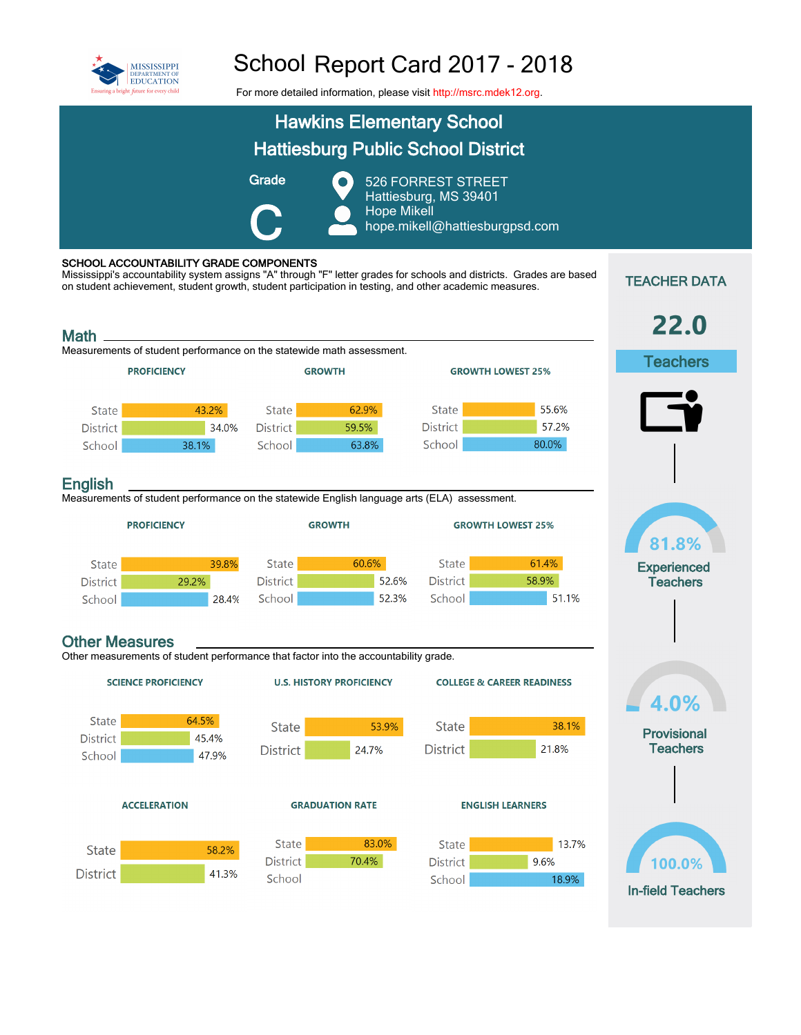# School Report Card 2017 - 2018

For more detailed information, please visit http://msrc.mdek12.org.

## Hawkins Elementary School
## Hattiesburg Public School District

**Grade**

**C**

526 FORREST STREET
Hattiesburg, MS 39401
Hope Mikell
hope.mikell@hattiesburgpsd.com

**SCHOOL ACCOUNTABILITY GRADE COMPONENTS**

Mississippi's accountability system assigns "A" through "F" letter grades for schools and districts. Grades are based on student achievement, student growth, student participation in testing, and other academic measures.

## Math

Measurements of student performance on the statewide math assessment.

| | PROFICIENCY | GROWTH | GROWTH LOWEST 25% |
|---|---|---|---|
| State | 43.2% | 62.9% | 55.6% |
| District | 34.0% | 59.5% | 57.2% |
| School | 38.1% | 63.8% | 80.0% |

## English

Measurements of student performance on the statewide English language arts (ELA) assessment.

| | PROFICIENCY | GROWTH | GROWTH LOWEST 25% |
|---|---|---|---|
| State | 39.8% | 60.6% | 61.4% |
| District | 29.2% | 52.6% | 58.9% |
| School | 28.4% | 52.3% | 51.1% |

## Other Measures

Other measurements of student performance that factor into the accountability grade.

| | SCIENCE PROFICIENCY | U.S. HISTORY PROFICIENCY | COLLEGE & CAREER READINESS |
|---|---|---|---|
| State | 64.5% | 53.9% | 38.1% |
| District | 45.4% | 24.7% | 21.8% |
| School | 47.9% | | |

| | ACCELERATION | GRADUATION RATE | ENGLISH LEARNERS |
|---|---|---|---|
| State | 58.2% | 83.0% | 13.7% |
| District | 41.3% | 70.4% | 9.6% |
| School | | | 18.9% |

## TEACHER DATA

**22.0** Teachers

**81.8%** Experienced Teachers

**4.0%** Provisional Teachers

**100.0%** In-field Teachers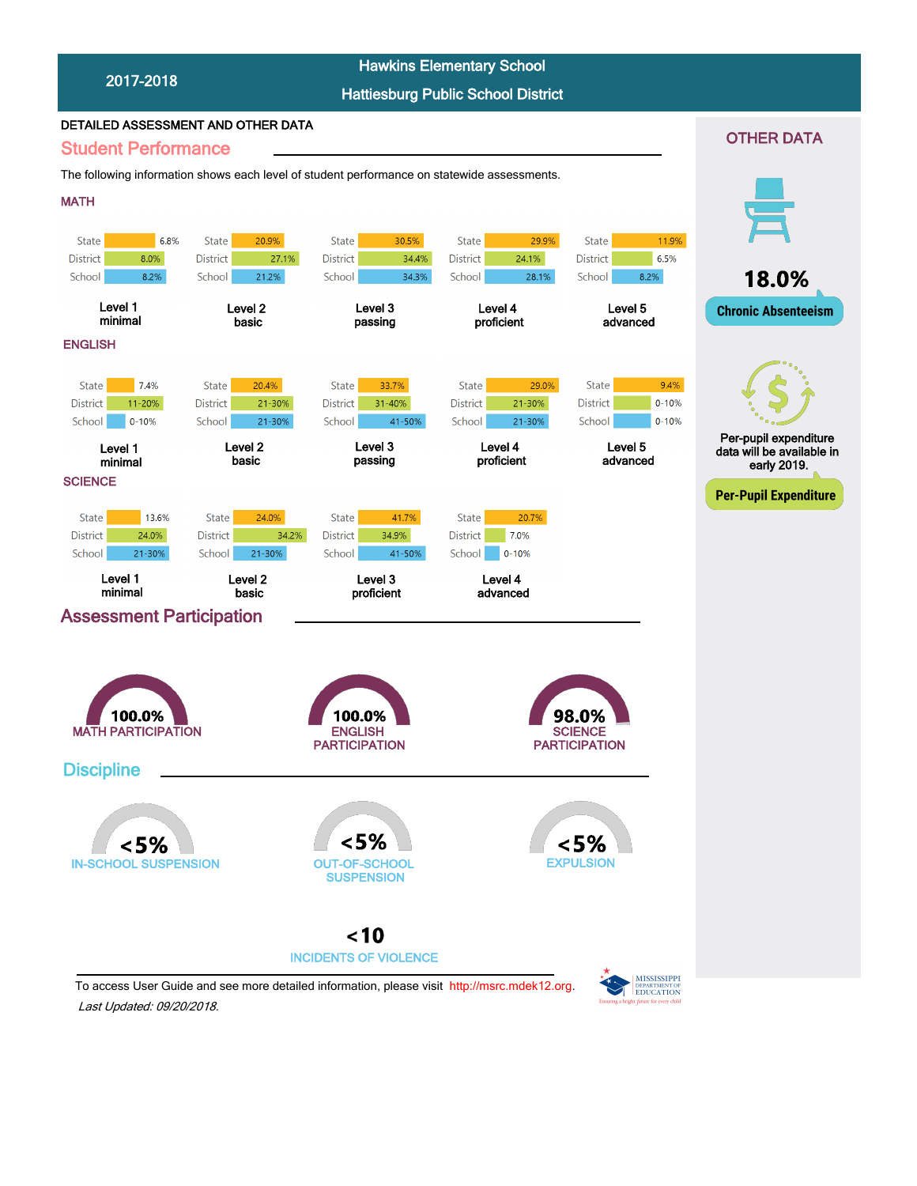2017-2018

Hawkins Elementary School

Hattiesburg Public School District

DETAILED ASSESSMENT AND OTHER DATA

## Student Performance

The following information shows each level of student performance on statewide assessments.

### MATH

State 6.8%
District 8.0%
School 8.2%
Level 1 minimal

State 20.9%
District 27.1%
School 21.2%
Level 2 basic

State 30.5%
District 34.4%
School 34.3%
Level 3 passing

State 29.9%
District 24.1%
School 28.1%
Level 4 proficient

State 11.9%
District 6.5%
School 8.2%
Level 5 advanced

### ENGLISH

State 7.4%
District 11-20%
School 0-10%
Level 1 minimal

State 20.4%
District 21-30%
School 21-30%
Level 2 basic

State 33.7%
District 31-40%
School 41-50%
Level 3 passing

State 29.0%
District 21-30%
School 21-30%
Level 4 proficient

State 9.4%
District 0-10%
School 0-10%
Level 5 advanced

### SCIENCE

State 13.6%
District 24.0%
School 21-30%
Level 1 minimal

State 24.0%
District 34.2%
School 21-30%
Level 2 basic

State 41.7%
District 34.9%
School 41-50%
Level 3 proficient

State 20.7%
District 7.0%
School 0-10%
Level 4 advanced

## Assessment Participation

100.0%
MATH PARTICIPATION

100.0%
ENGLISH PARTICIPATION

98.0%
SCIENCE PARTICIPATION

## Discipline

<5%
IN-SCHOOL SUSPENSION

<5%
OUT-OF-SCHOOL SUSPENSION

<5%
EXPULSION

<10
INCIDENTS OF VIOLENCE

## OTHER DATA

18.0%
Chronic Absenteeism

Per-pupil expenditure data will be available in early 2019.

Per-Pupil Expenditure

To access User Guide and see more detailed information, please visit http://msrc.mdek12.org.

*Last Updated: 09/20/2018.*

MISSISSIPPI DEPARTMENT OF EDUCATION
Ensuring a bright future for every child